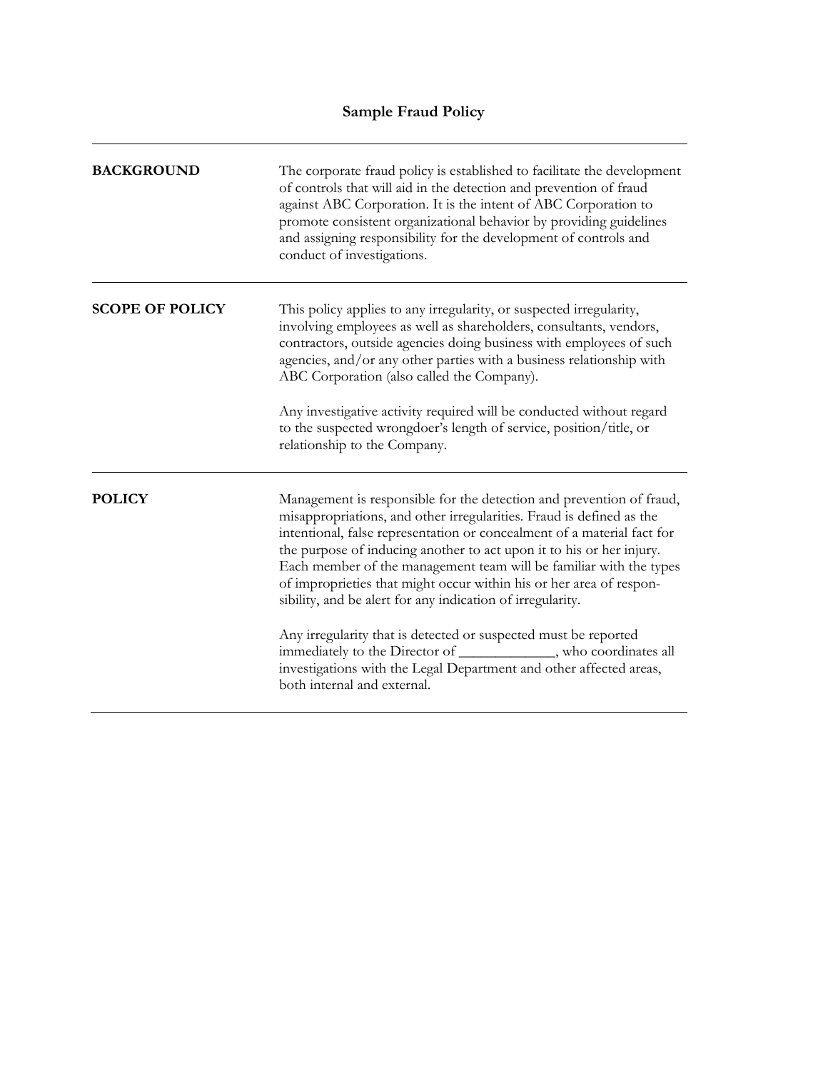# Sample Fraud Policy

## BACKGROUND

The corporate fraud policy is established to facilitate the development of controls that will aid in the detection and prevention of fraud against ABC Corporation. It is the intent of ABC Corporation to promote consistent organizational behavior by providing guidelines and assigning responsibility for the development of controls and conduct of investigations.

## SCOPE OF POLICY

This policy applies to any irregularity, or suspected irregularity, involving employees as well as shareholders, consultants, vendors, contractors, outside agencies doing business with employees of such agencies, and/or any other parties with a business relationship with ABC Corporation (also called the Company).

Any investigative activity required will be conducted without regard to the suspected wrongdoer's length of service, position/title, or relationship to the Company.

## POLICY

Management is responsible for the detection and prevention of fraud, misappropriations, and other irregularities. Fraud is defined as the intentional, false representation or concealment of a material fact for the purpose of inducing another to act upon it to his or her injury. Each member of the management team will be familiar with the types of improprieties that might occur within his or her area of responsibility, and be alert for any indication of irregularity.

Any irregularity that is detected or suspected must be reported immediately to the Director of _____________, who coordinates all investigations with the Legal Department and other affected areas, both internal and external.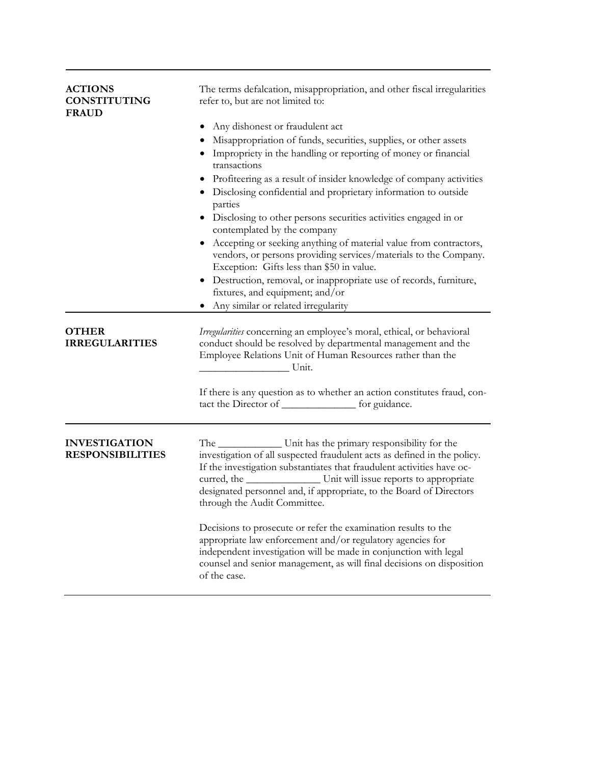## ACTIONS CONSTITUTING FRAUD

The terms defalcation, misappropriation, and other fiscal irregularities refer to, but are not limited to:

- Any dishonest or fraudulent act
- Misappropriation of funds, securities, supplies, or other assets
- Impropriety in the handling or reporting of money or financial transactions
- Profiteering as a result of insider knowledge of company activities
- Disclosing confidential and proprietary information to outside parties
- Disclosing to other persons securities activities engaged in or contemplated by the company
- Accepting or seeking anything of material value from contractors, vendors, or persons providing services/materials to the Company. Exception: Gifts less than $50 in value.
- Destruction, removal, or inappropriate use of records, furniture, fixtures, and equipment; and/or
- Any similar or related irregularity

## OTHER IRREGULARITIES

*Irregularities* concerning an employee's moral, ethical, or behavioral conduct should be resolved by departmental management and the Employee Relations Unit of Human Resources rather than the ________________ Unit.

If there is any question as to whether an action constitutes fraud, contact the Director of ______________ for guidance.

## INVESTIGATION RESPONSIBILITIES

The ____________ Unit has the primary responsibility for the investigation of all suspected fraudulent acts as defined in the policy. If the investigation substantiates that fraudulent activities have occurred, the ______________ Unit will issue reports to appropriate designated personnel and, if appropriate, to the Board of Directors through the Audit Committee.

Decisions to prosecute or refer the examination results to the appropriate law enforcement and/or regulatory agencies for independent investigation will be made in conjunction with legal counsel and senior management, as will final decisions on disposition of the case.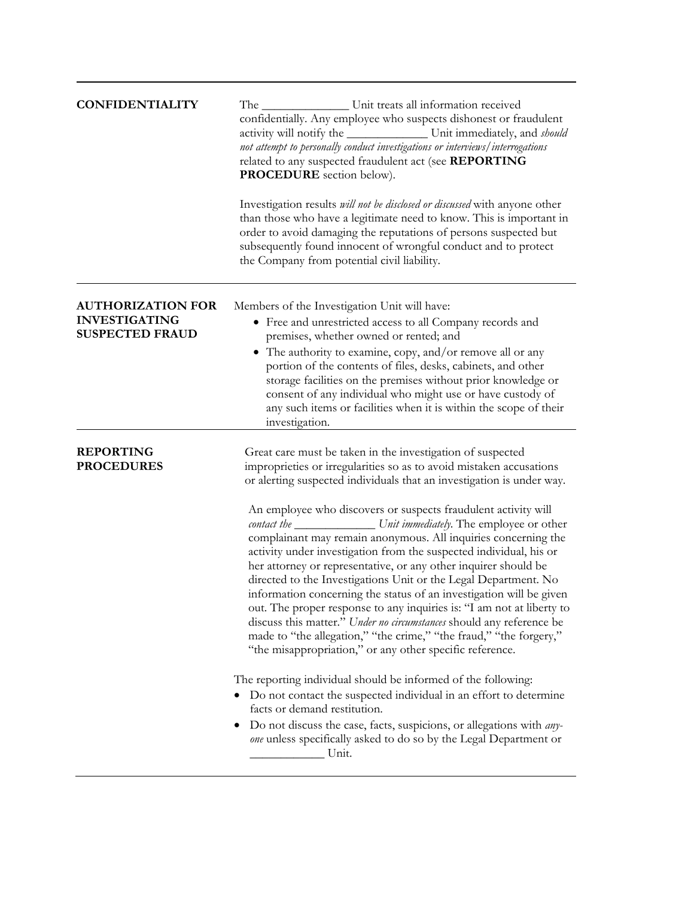## CONFIDENTIALITY

The _____________ Unit treats all information received confidentially. Any employee who suspects dishonest or fraudulent activity will notify the ____________ Unit immediately, and *should not attempt to personally conduct investigations or interviews/interrogations* related to any suspected fraudulent act (see **REPORTING PROCEDURE** section below).

Investigation results *will not be disclosed or discussed* with anyone other than those who have a legitimate need to know. This is important in order to avoid damaging the reputations of persons suspected but subsequently found innocent of wrongful conduct and to protect the Company from potential civil liability.

## AUTHORIZATION FOR INVESTIGATING SUSPECTED FRAUD

Members of the Investigation Unit will have:

- Free and unrestricted access to all Company records and premises, whether owned or rented; and
- The authority to examine, copy, and/or remove all or any portion of the contents of files, desks, cabinets, and other storage facilities on the premises without prior knowledge or consent of any individual who might use or have custody of any such items or facilities when it is within the scope of their investigation.

## REPORTING PROCEDURES

Great care must be taken in the investigation of suspected improprieties or irregularities so as to avoid mistaken accusations or alerting suspected individuals that an investigation is under way.

An employee who discovers or suspects fraudulent activity will *contact the ____________ Unit immediately*. The employee or other complainant may remain anonymous. All inquiries concerning the activity under investigation from the suspected individual, his or her attorney or representative, or any other inquirer should be directed to the Investigations Unit or the Legal Department. No information concerning the status of an investigation will be given out. The proper response to any inquiries is: "I am not at liberty to discuss this matter." *Under no circumstances* should any reference be made to "the allegation," "the crime," "the fraud," "the forgery," "the misappropriation," or any other specific reference.

The reporting individual should be informed of the following:

- Do not contact the suspected individual in an effort to determine facts or demand restitution.
- Do not discuss the case, facts, suspicions, or allegations with *anyone* unless specifically asked to do so by the Legal Department or ___________ Unit.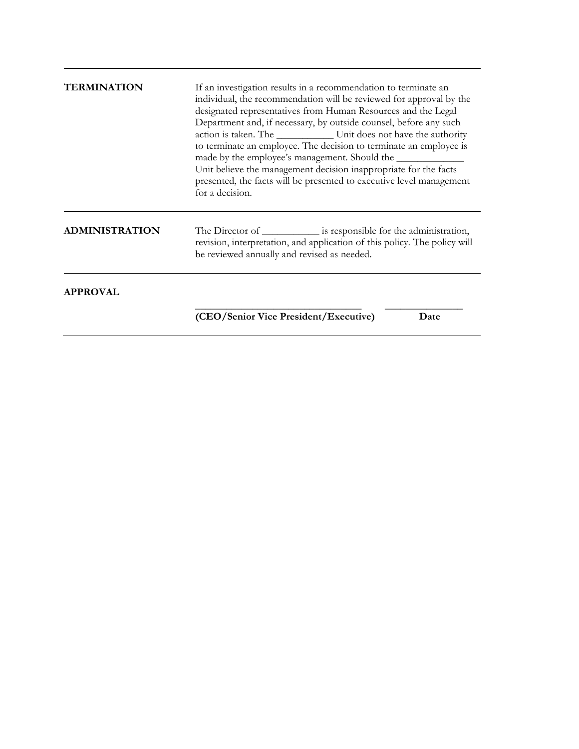**TERMINATION**

If an investigation results in a recommendation to terminate an individual, the recommendation will be reviewed for approval by the designated representatives from Human Resources and the Legal Department and, if necessary, by outside counsel, before any such action is taken. The ___________ Unit does not have the authority to terminate an employee. The decision to terminate an employee is made by the employee's management. Should the _____________ Unit believe the management decision inappropriate for the facts presented, the facts will be presented to executive level management for a decision.

**ADMINISTRATION**

The Director of ___________ is responsible for the administration, revision, interpretation, and application of this policy. The policy will be reviewed annually and revised as needed.

**APPROVAL**

_________________________________ _______________

**(CEO/Senior Vice President/Executive)** **Date**